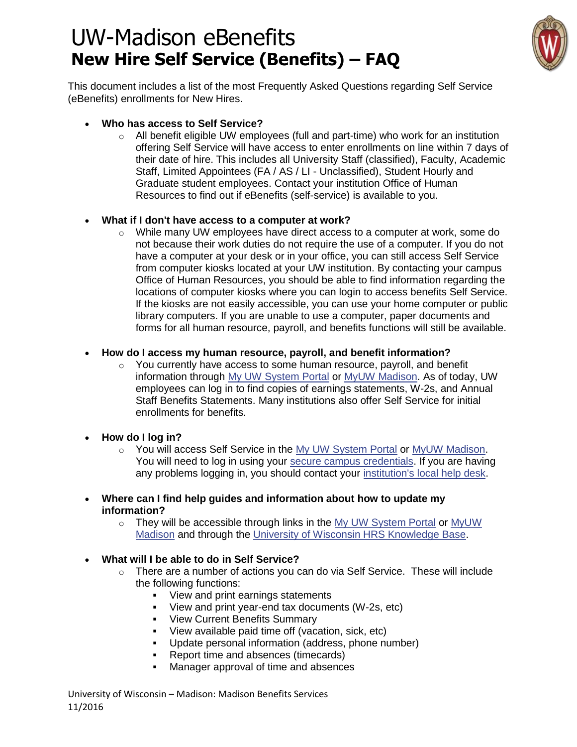# UW-Madison eBenefits

## New Hire Self Service (Benefits) – FAQ

This document includes a list of the most Frequently Asked Questions regarding Self Service (eBenefits) enrollments for New Hires.

- **Who has access to Self Service?**
  - All benefit eligible UW employees (full and part-time) who work for an institution offering Self Service will have access to enter enrollments on line within 7 days of their date of hire. This includes all University Staff (classified), Faculty, Academic Staff, Limited Appointees (FA / AS / LI - Unclassified), Student Hourly and Graduate student employees. Contact your institution Office of Human Resources to find out if eBenefits (self-service) is available to you.

- **What if I don't have access to a computer at work?**
  - While many UW employees have direct access to a computer at work, some do not because their work duties do not require the use of a computer. If you do not have a computer at your desk or in your office, you can still access Self Service from computer kiosks located at your UW institution. By contacting your campus Office of Human Resources, you should be able to find information regarding the locations of computer kiosks where you can login to access benefits Self Service. If the kiosks are not easily accessible, you can use your home computer or public library computers. If you are unable to use a computer, paper documents and forms for all human resource, payroll, and benefits functions will still be available.

- **How do I access my human resource, payroll, and benefit information?**
  - You currently have access to some human resource, payroll, and benefit information through My UW System Portal or MyUW Madison. As of today, UW employees can log in to find copies of earnings statements, W-2s, and Annual Staff Benefits Statements. Many institutions also offer Self Service for initial enrollments for benefits.

- **How do I log in?**
  - You will access Self Service in the My UW System Portal or MyUW Madison. You will need to log in using your secure campus credentials. If you are having any problems logging in, you should contact your institution's local help desk.

- **Where can I find help guides and information about how to update my information?**
  - They will be accessible through links in the My UW System Portal or MyUW Madison and through the University of Wisconsin HRS Knowledge Base.

- **What will I be able to do in Self Service?**
  - There are a number of actions you can do via Self Service. These will include the following functions:
    - View and print earnings statements
    - View and print year-end tax documents (W-2s, etc)
    - View Current Benefits Summary
    - View available paid time off (vacation, sick, etc)
    - Update personal information (address, phone number)
    - Report time and absences (timecards)
    - Manager approval of time and absences

University of Wisconsin – Madison: Madison Benefits Services
11/2016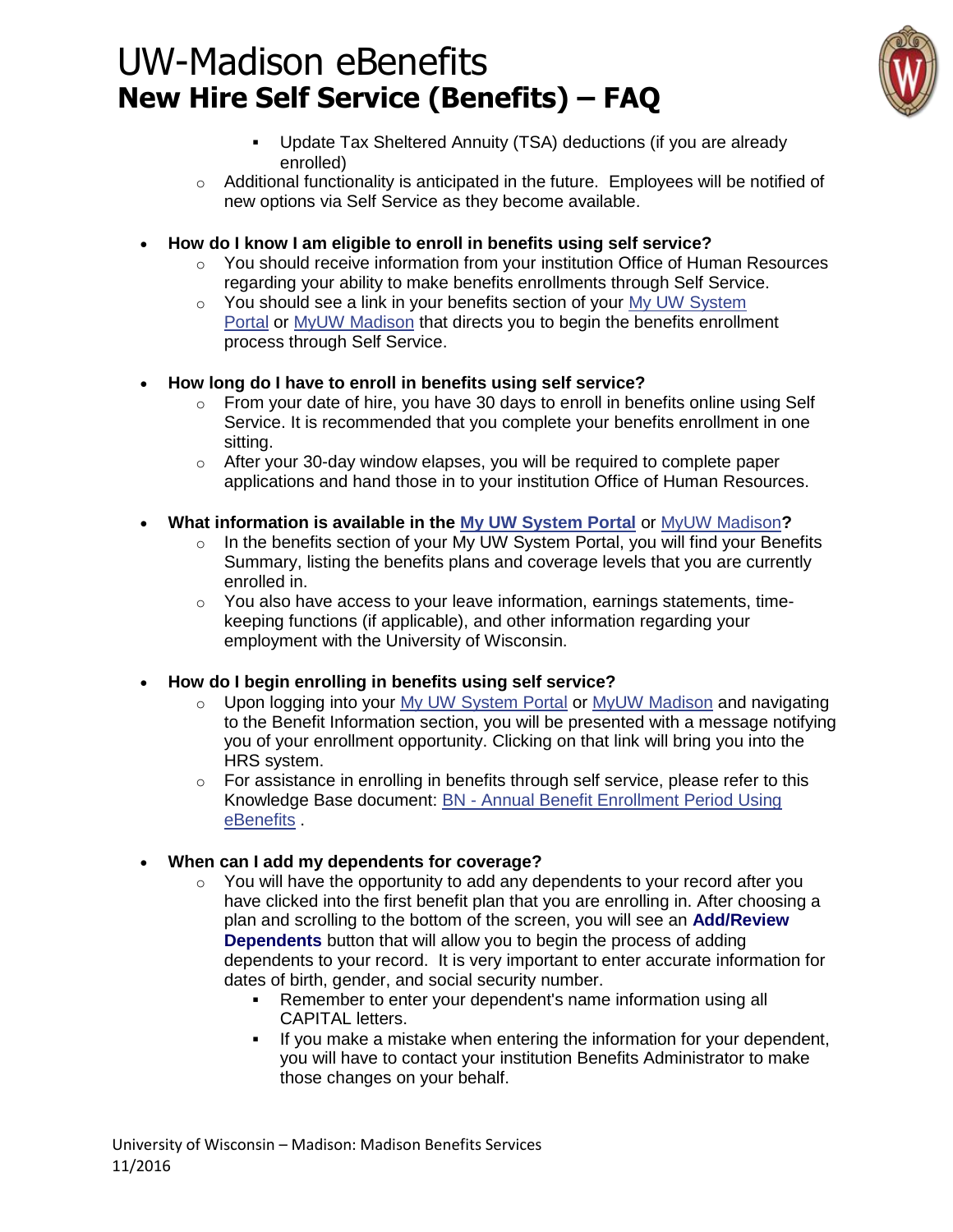- Update Tax Sheltered Annuity (TSA) deductions (if you are already enrolled)
  - Additional functionality is anticipated in the future. Employees will be notified of new options via Self Service as they become available.

- **How do I know I am eligible to enroll in benefits using self service?**
  - You should receive information from your institution Office of Human Resources regarding your ability to make benefits enrollments through Self Service.
  - You should see a link in your benefits section of your My UW System Portal or MyUW Madison that directs you to begin the benefits enrollment process through Self Service.

- **How long do I have to enroll in benefits using self service?**
  - From your date of hire, you have 30 days to enroll in benefits online using Self Service. It is recommended that you complete your benefits enrollment in one sitting.
  - After your 30-day window elapses, you will be required to complete paper applications and hand those in to your institution Office of Human Resources.

- **What information is available in the My UW System Portal or MyUW Madison?**
  - In the benefits section of your My UW System Portal, you will find your Benefits Summary, listing the benefits plans and coverage levels that you are currently enrolled in.
  - You also have access to your leave information, earnings statements, time-keeping functions (if applicable), and other information regarding your employment with the University of Wisconsin.

- **How do I begin enrolling in benefits using self service?**
  - Upon logging into your My UW System Portal or MyUW Madison and navigating to the Benefit Information section, you will be presented with a message notifying you of your enrollment opportunity. Clicking on that link will bring you into the HRS system.
  - For assistance in enrolling in benefits through self service, please refer to this Knowledge Base document: BN - Annual Benefit Enrollment Period Using eBenefits .

- **When can I add my dependents for coverage?**
  - You will have the opportunity to add any dependents to your record after you have clicked into the first benefit plan that you are enrolling in. After choosing a plan and scrolling to the bottom of the screen, you will see an **Add/Review Dependents** button that will allow you to begin the process of adding dependents to your record. It is very important to enter accurate information for dates of birth, gender, and social security number.
    - Remember to enter your dependent's name information using all CAPITAL letters.
    - If you make a mistake when entering the information for your dependent, you will have to contact your institution Benefits Administrator to make those changes on your behalf.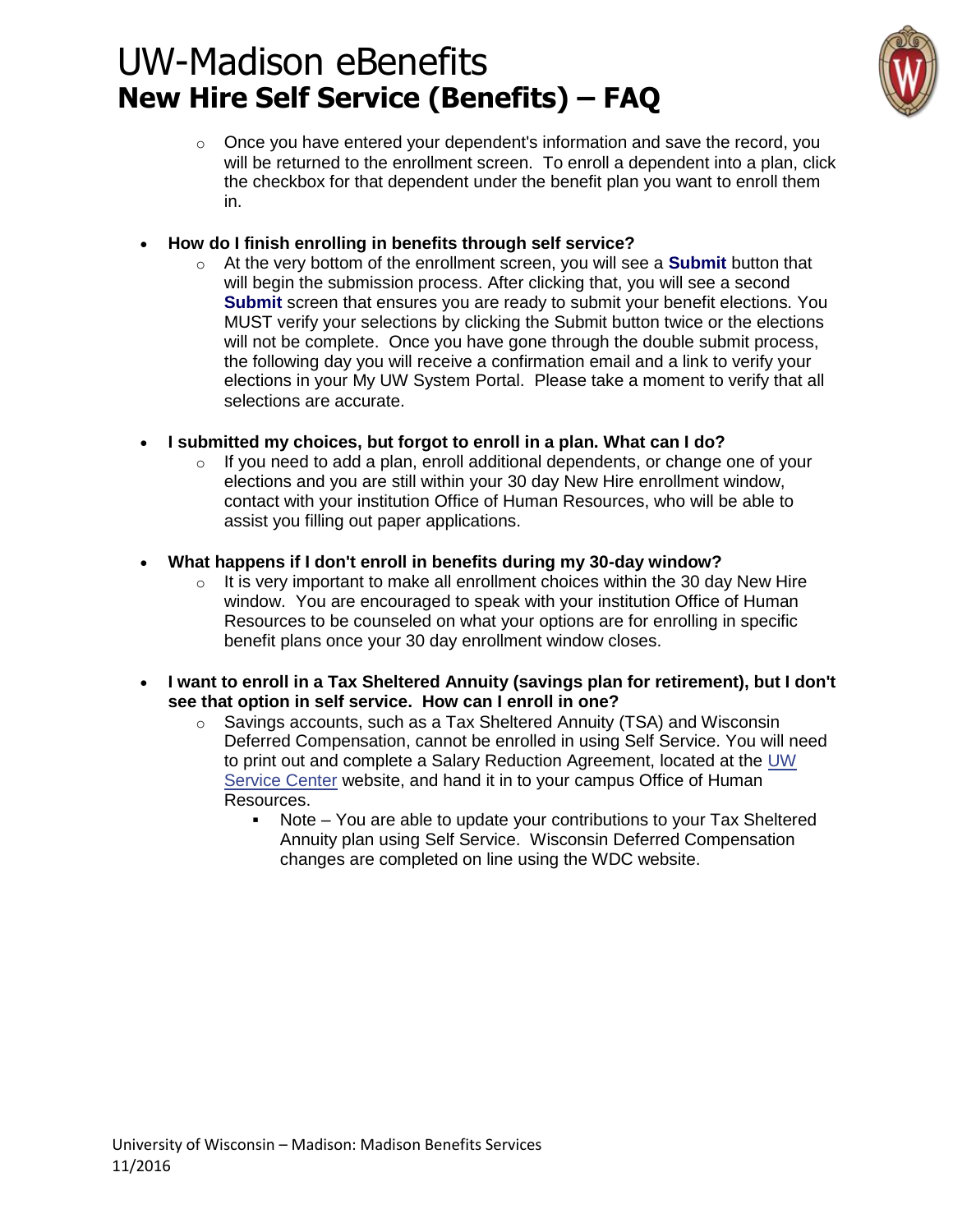- Once you have entered your dependent's information and save the record, you will be returned to the enrollment screen. To enroll a dependent into a plan, click the checkbox for that dependent under the benefit plan you want to enroll them in.

- **How do I finish enrolling in benefits through self service?**
  - At the very bottom of the enrollment screen, you will see a **Submit** button that will begin the submission process. After clicking that, you will see a second **Submit** screen that ensures you are ready to submit your benefit elections. You MUST verify your selections by clicking the Submit button twice or the elections will not be complete. Once you have gone through the double submit process, the following day you will receive a confirmation email and a link to verify your elections in your My UW System Portal. Please take a moment to verify that all selections are accurate.

- **I submitted my choices, but forgot to enroll in a plan. What can I do?**
  - If you need to add a plan, enroll additional dependents, or change one of your elections and you are still within your 30 day New Hire enrollment window, contact with your institution Office of Human Resources, who will be able to assist you filling out paper applications.

- **What happens if I don't enroll in benefits during my 30-day window?**
  - It is very important to make all enrollment choices within the 30 day New Hire window. You are encouraged to speak with your institution Office of Human Resources to be counseled on what your options are for enrolling in specific benefit plans once your 30 day enrollment window closes.

- **I want to enroll in a Tax Sheltered Annuity (savings plan for retirement), but I don't see that option in self service. How can I enroll in one?**
  - Savings accounts, such as a Tax Sheltered Annuity (TSA) and Wisconsin Deferred Compensation, cannot be enrolled in using Self Service. You will need to print out and complete a Salary Reduction Agreement, located at the UW Service Center website, and hand it in to your campus Office of Human Resources.
    - Note – You are able to update your contributions to your Tax Sheltered Annuity plan using Self Service. Wisconsin Deferred Compensation changes are completed on line using the WDC website.